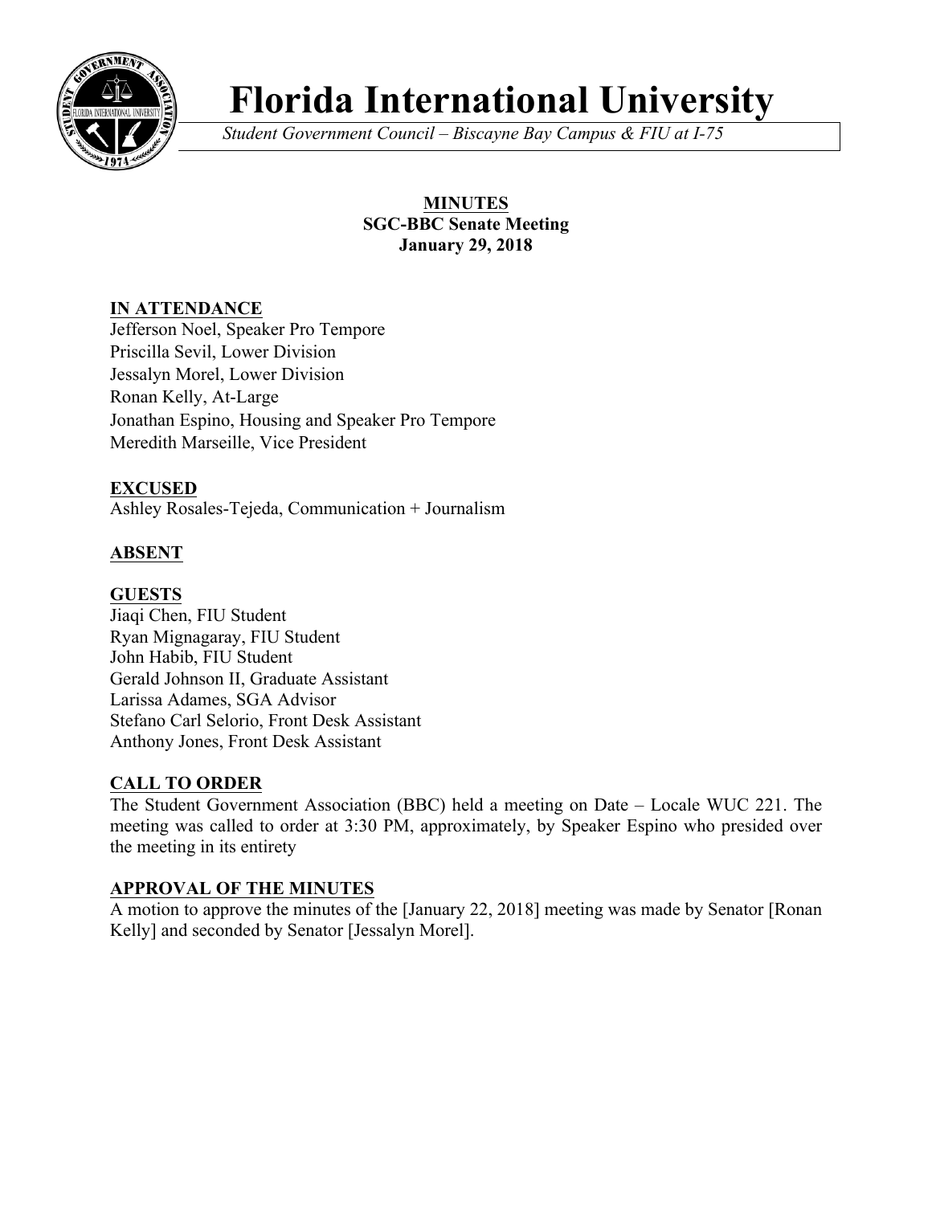# Florida International University

*Student Government Council – Biscayne Bay Campus & FIU at I-75*

**MINUTES**
**SGC-BBC Senate Meeting**
**January 29, 2018**

## IN ATTENDANCE

Jefferson Noel, Speaker Pro Tempore
Priscilla Sevil, Lower Division
Jessalyn Morel, Lower Division
Ronan Kelly, At-Large
Jonathan Espino, Housing and Speaker Pro Tempore
Meredith Marseille, Vice President

## EXCUSED

Ashley Rosales-Tejeda, Communication + Journalism

## ABSENT

## GUESTS

Jiaqi Chen, FIU Student
Ryan Mignagaray, FIU Student
John Habib, FIU Student
Gerald Johnson II, Graduate Assistant
Larissa Adames, SGA Advisor
Stefano Carl Selorio, Front Desk Assistant
Anthony Jones, Front Desk Assistant

## CALL TO ORDER

The Student Government Association (BBC) held a meeting on Date – Locale WUC 221. The meeting was called to order at 3:30 PM, approximately, by Speaker Espino who presided over the meeting in its entirety

## APPROVAL OF THE MINUTES

A motion to approve the minutes of the [January 22, 2018] meeting was made by Senator [Ronan Kelly] and seconded by Senator [Jessalyn Morel].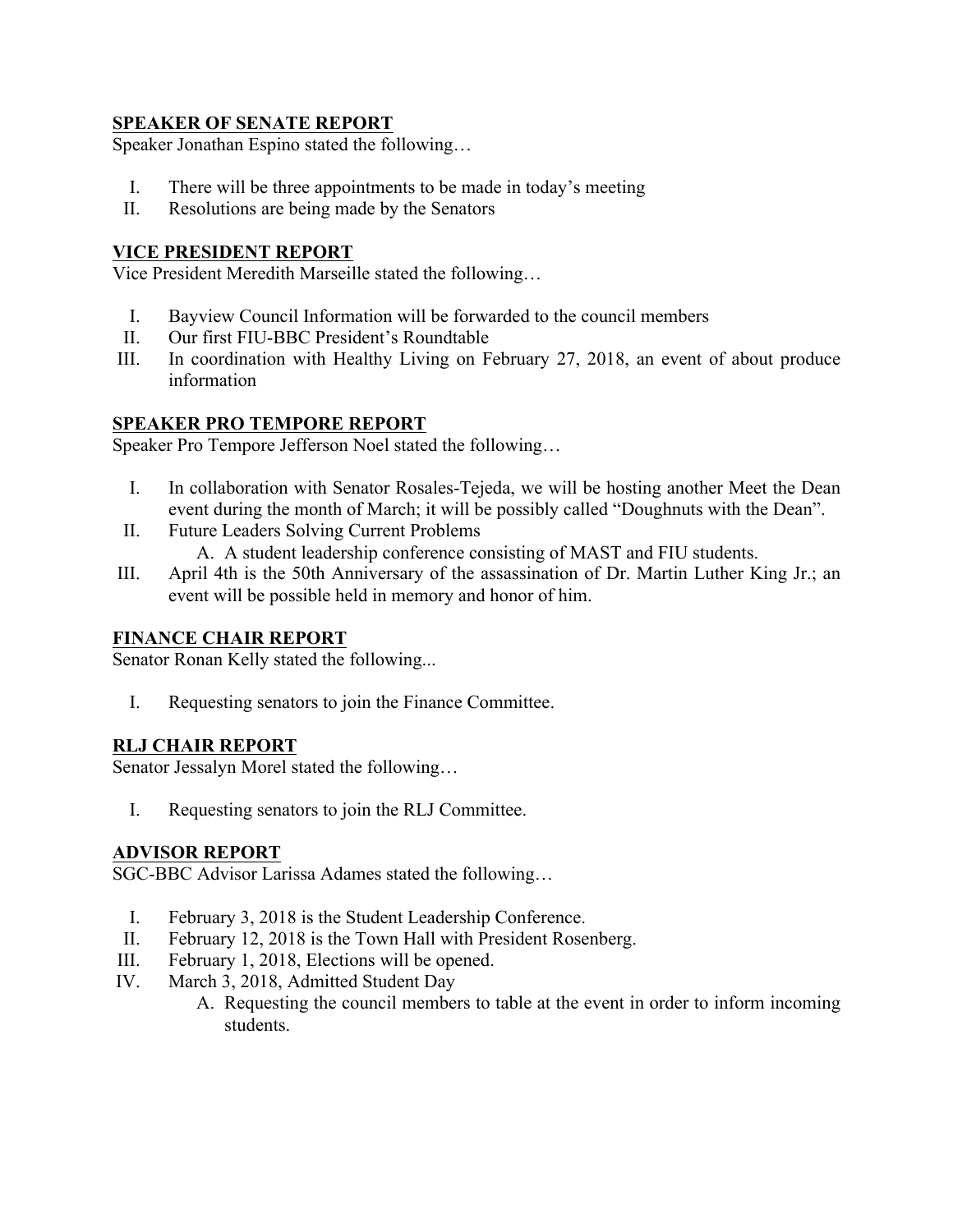**SPEAKER OF SENATE REPORT**

Speaker Jonathan Espino stated the following…

I. There will be three appointments to be made in today's meeting
II. Resolutions are being made by the Senators

**VICE PRESIDENT REPORT**

Vice President Meredith Marseille stated the following…

I. Bayview Council Information will be forwarded to the council members
II. Our first FIU-BBC President's Roundtable
III. In coordination with Healthy Living on February 27, 2018, an event of about produce information

**SPEAKER PRO TEMPORE REPORT**

Speaker Pro Tempore Jefferson Noel stated the following…

I. In collaboration with Senator Rosales-Tejeda, we will be hosting another Meet the Dean event during the month of March; it will be possibly called "Doughnuts with the Dean".
II. Future Leaders Solving Current Problems
    A. A student leadership conference consisting of MAST and FIU students.
III. April 4th is the 50th Anniversary of the assassination of Dr. Martin Luther King Jr.; an event will be possible held in memory and honor of him.

**FINANCE CHAIR REPORT**

Senator Ronan Kelly stated the following...

I. Requesting senators to join the Finance Committee.

**RLJ CHAIR REPORT**

Senator Jessalyn Morel stated the following…

I. Requesting senators to join the RLJ Committee.

**ADVISOR REPORT**

SGC-BBC Advisor Larissa Adames stated the following…

I. February 3, 2018 is the Student Leadership Conference.
II. February 12, 2018 is the Town Hall with President Rosenberg.
III. February 1, 2018, Elections will be opened.
IV. March 3, 2018, Admitted Student Day
    A. Requesting the council members to table at the event in order to inform incoming students.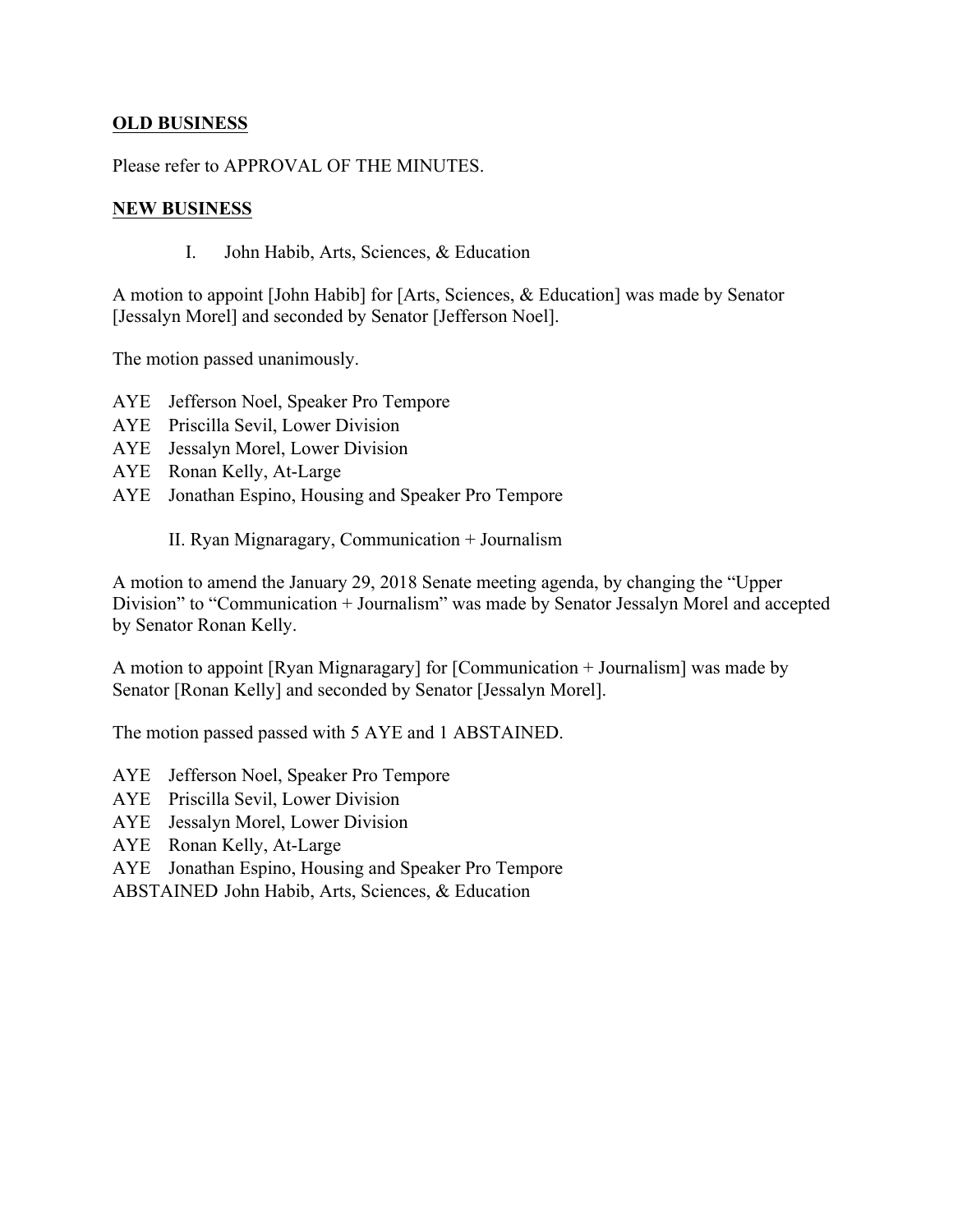**OLD BUSINESS**

Please refer to APPROVAL OF THE MINUTES.

**NEW BUSINESS**

I. John Habib, Arts, Sciences, & Education

A motion to appoint [John Habib] for [Arts, Sciences, & Education] was made by Senator [Jessalyn Morel] and seconded by Senator [Jefferson Noel].

The motion passed unanimously.

AYE Jefferson Noel, Speaker Pro Tempore
AYE Priscilla Sevil, Lower Division
AYE Jessalyn Morel, Lower Division
AYE Ronan Kelly, At-Large
AYE Jonathan Espino, Housing and Speaker Pro Tempore

II. Ryan Mignaragary, Communication + Journalism

A motion to amend the January 29, 2018 Senate meeting agenda, by changing the "Upper Division" to "Communication + Journalism" was made by Senator Jessalyn Morel and accepted by Senator Ronan Kelly.

A motion to appoint [Ryan Mignaragary] for [Communication + Journalism] was made by Senator [Ronan Kelly] and seconded by Senator [Jessalyn Morel].

The motion passed passed with 5 AYE and 1 ABSTAINED.

AYE Jefferson Noel, Speaker Pro Tempore
AYE Priscilla Sevil, Lower Division
AYE Jessalyn Morel, Lower Division
AYE Ronan Kelly, At-Large
AYE Jonathan Espino, Housing and Speaker Pro Tempore
ABSTAINED John Habib, Arts, Sciences, & Education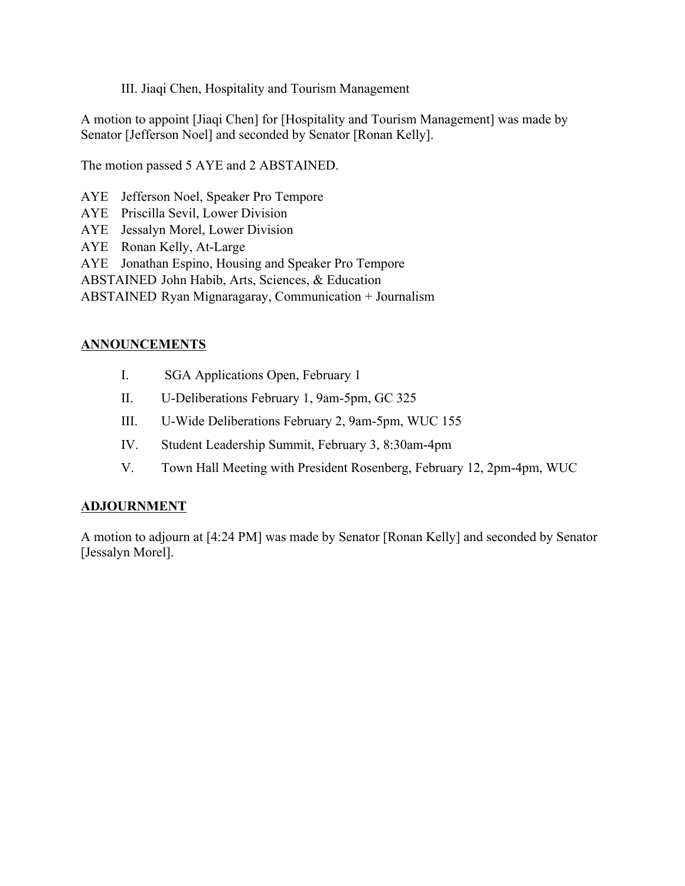III. Jiaqi Chen, Hospitality and Tourism Management

A motion to appoint [Jiaqi Chen] for [Hospitality and Tourism Management] was made by Senator [Jefferson Noel] and seconded by Senator [Ronan Kelly].

The motion passed 5 AYE and 2 ABSTAINED.

AYE Jefferson Noel, Speaker Pro Tempore
AYE Priscilla Sevil, Lower Division
AYE Jessalyn Morel, Lower Division
AYE Ronan Kelly, At-Large
AYE Jonathan Espino, Housing and Speaker Pro Tempore
ABSTAINED John Habib, Arts, Sciences, & Education
ABSTAINED Ryan Mignaragaray, Communication + Journalism

## ANNOUNCEMENTS

I. SGA Applications Open, February 1

II. U-Deliberations February 1, 9am-5pm, GC 325

III. U-Wide Deliberations February 2, 9am-5pm, WUC 155

IV. Student Leadership Summit, February 3, 8:30am-4pm

V. Town Hall Meeting with President Rosenberg, February 12, 2pm-4pm, WUC

## ADJOURNMENT

A motion to adjourn at [4:24 PM] was made by Senator [Ronan Kelly] and seconded by Senator [Jessalyn Morel].